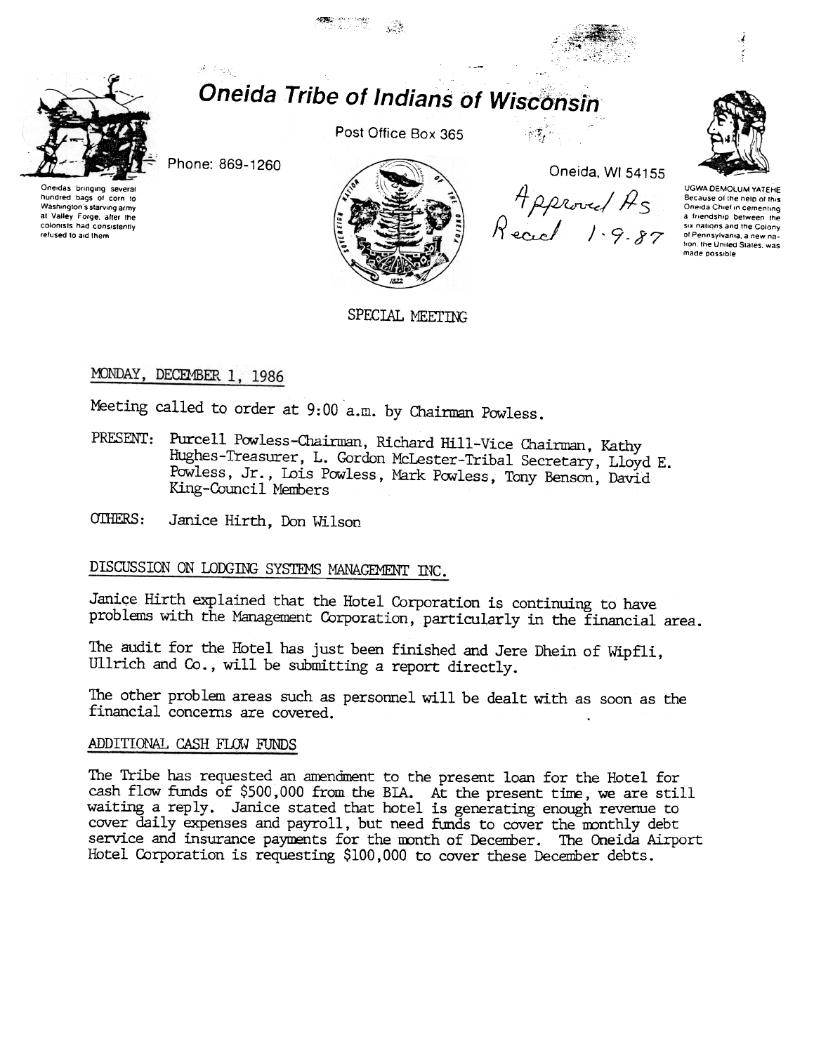# Oneida Tribe of Indians of Wisconsin

Oneidas bringing several hundred bags of corn to Washington's starving army at Valley Forge, after the colonists had consistently refused to aid them

Phone: 869-1260

Post Office Box 365

Oneida, WI 54155

Approved As Read 1-9-87

UGWA DEMOLUM YATEHE Because of the help of this Oneida Chief in cementing a friendship between the six nations and the Colony of Pennsylvania, a new nation, the United States, was made possible

SPECIAL MEETING

MONDAY, DECEMBER 1, 1986

Meeting called to order at 9:00 a.m. by Chairman Powless.

PRESENT: Purcell Powless-Chairman, Richard Hill-Vice Chairman, Kathy Hughes-Treasurer, L. Gordon McLester-Tribal Secretary, Lloyd E. Powless, Jr., Lois Powless, Mark Powless, Tony Benson, David King-Council Members

OTHERS: Janice Hirth, Don Wilson

## DISCUSSION ON LODGING SYSTEMS MANAGEMENT INC.

Janice Hirth explained that the Hotel Corporation is continuing to have problems with the Management Corporation, particularly in the financial area.

The audit for the Hotel has just been finished and Jere Dhein of Wipfli, Ullrich and Co., will be submitting a report directly.

The other problem areas such as personnel will be dealt with as soon as the financial concerns are covered.

## ADDITIONAL CASH FLOW FUNDS

The Tribe has requested an amendment to the present loan for the Hotel for cash flow funds of $500,000 from the BIA. At the present time, we are still waiting a reply. Janice stated that hotel is generating enough revenue to cover daily expenses and payroll, but need funds to cover the monthly debt service and insurance payments for the month of December. The Oneida Airport Hotel Corporation is requesting $100,000 to cover these December debts.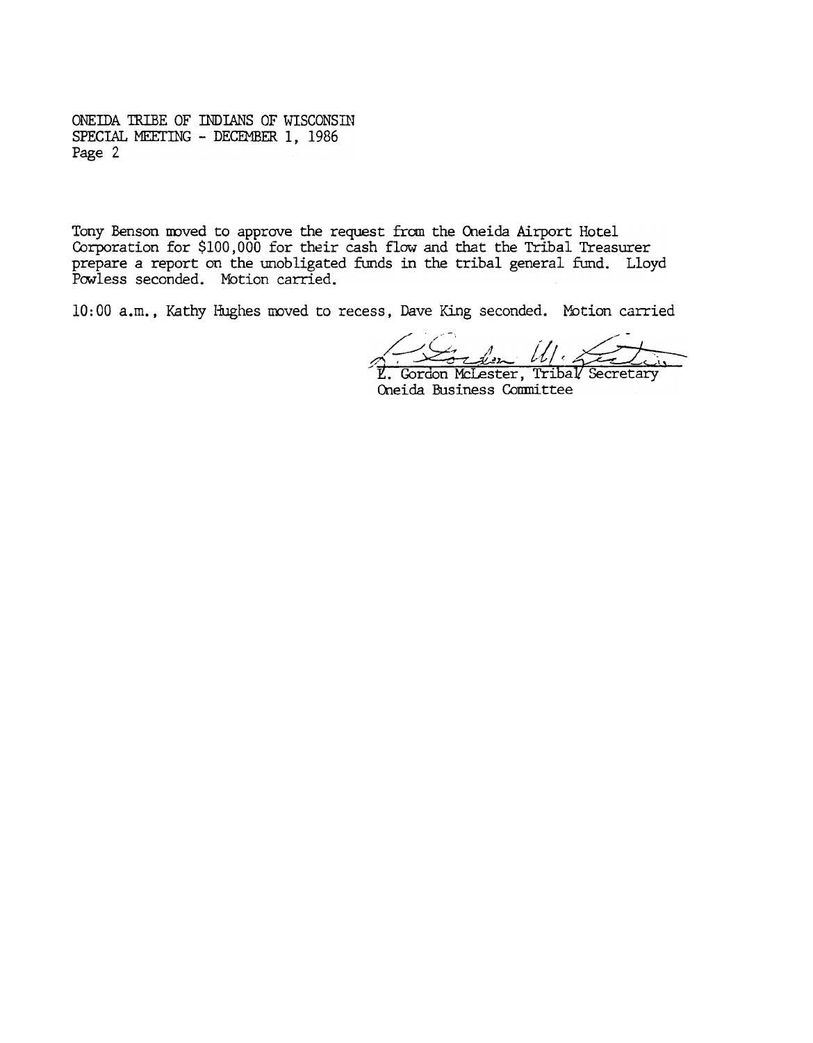Tony Benson moved to approve the request from the Oneida Airport Hotel Corporation for $100,000 for their cash flow and that the Tribal Treasurer prepare a report on the unobligated funds in the tribal general fund. Lloyd Powless seconded. Motion carried.

10:00 a.m., Kathy Hughes moved to recess, Dave King seconded. Motion carried

L. Gordon McLester, Tribal Secretary
Oneida Business Committee